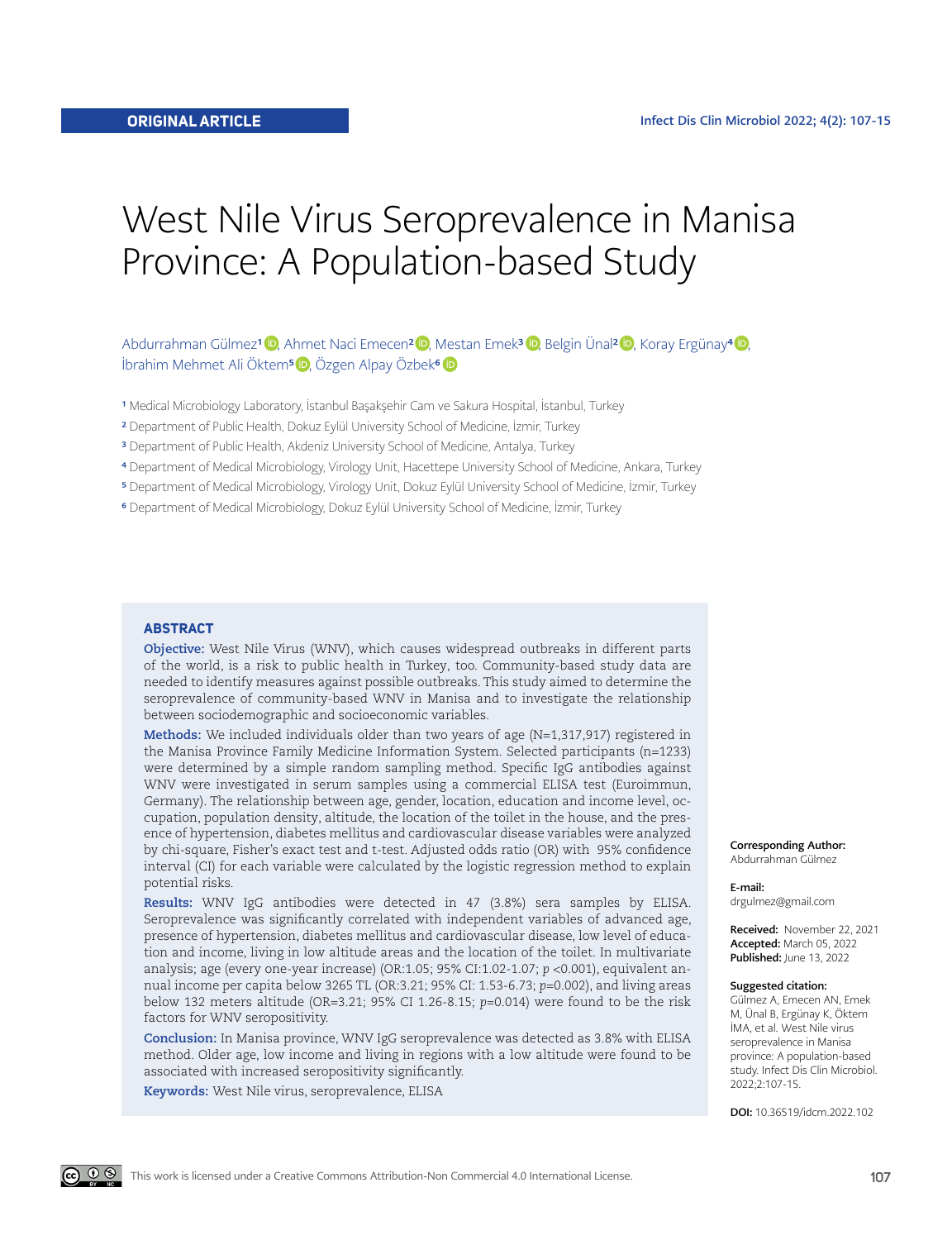ORIGINAL ARTICLE

# West Nile Virus Seroprevalence in Manisa Province: A Population-based Study

Abdurrahman Gülmez[1], Ahmet Naci Emecen[2], Mestan Emek[3], Belgin Ünal[2], Koray Ergünay[4], İbrahim Mehmet Ali Öktem[5], Özgen Alpay Özbek[6]

[1] Medical Microbiology Laboratory, İstanbul Başakşehir Cam ve Sakura Hospital, İstanbul, Turkey
[2] Department of Public Health, Dokuz Eylül University School of Medicine, İzmir, Turkey
[3] Department of Public Health, Akdeniz University School of Medicine, Antalya, Turkey
[4] Department of Medical Microbiology, Virology Unit, Hacettepe University School of Medicine, Ankara, Turkey
[5] Department of Medical Microbiology, Virology Unit, Dokuz Eylül University School of Medicine, İzmir, Turkey
[6] Department of Medical Microbiology, Dokuz Eylül University School of Medicine, İzmir, Turkey

## ABSTRACT

**Objective:** West Nile Virus (WNV), which causes widespread outbreaks in different parts of the world, is a risk to public health in Turkey, too. Community-based study data are needed to identify measures against possible outbreaks. This study aimed to determine the seroprevalence of community-based WNV in Manisa and to investigate the relationship between sociodemographic and socioeconomic variables.

**Methods:** We included individuals older than two years of age (N=1,317,917) registered in the Manisa Province Family Medicine Information System. Selected participants (n=1233) were determined by a simple random sampling method. Specific IgG antibodies against WNV were investigated in serum samples using a commercial ELISA test (Euroimmun, Germany). The relationship between age, gender, location, education and income level, occupation, population density, altitude, the location of the toilet in the house, and the presence of hypertension, diabetes mellitus and cardiovascular disease variables were analyzed by chi-square, Fisher's exact test and t-test. Adjusted odds ratio (OR) with 95% confidence interval (CI) for each variable were calculated by the logistic regression method to explain potential risks.

**Results:** WNV IgG antibodies were detected in 47 (3.8%) sera samples by ELISA. Seroprevalence was significantly correlated with independent variables of advanced age, presence of hypertension, diabetes mellitus and cardiovascular disease, low level of education and income, living in low altitude areas and the location of the toilet. In multivariate analysis; age (every one-year increase) (OR:1.05; 95% CI:1.02-1.07; $p$ <0.001), equivalent annual income per capita below 3265 TL (OR:3.21; 95% CI: 1.53-6.73; $p$=0.002), and living areas below 132 meters altitude (OR=3.21; 95% CI 1.26-8.15; $p$=0.014) were found to be the risk factors for WNV seropositivity.

**Conclusion:** In Manisa province, WNV IgG seroprevalence was detected as 3.8% with ELISA method. Older age, low income and living in regions with a low altitude were found to be associated with increased seropositivity significantly.

**Keywords:** West Nile virus, seroprevalence, ELISA

**Corresponding Author:** Abdurrahman Gülmez

**E-mail:** drgulmez@gmail.com

**Received:** November 22, 2021
**Accepted:** March 05, 2022
**Published:** June 13, 2022

**Suggested citation:** Gülmez A, Emecen AN, Emek M, Ünal B, Ergünay K, Öktem İMA, et al. West Nile virus seroprevalence in Manisa province: A population-based study. Infect Dis Clin Microbiol. 2022;2:107-15.

**DOI:** 10.36519/idcm.2022.102

This work is licensed under a Creative Commons Attribution-Non Commercial 4.0 International License.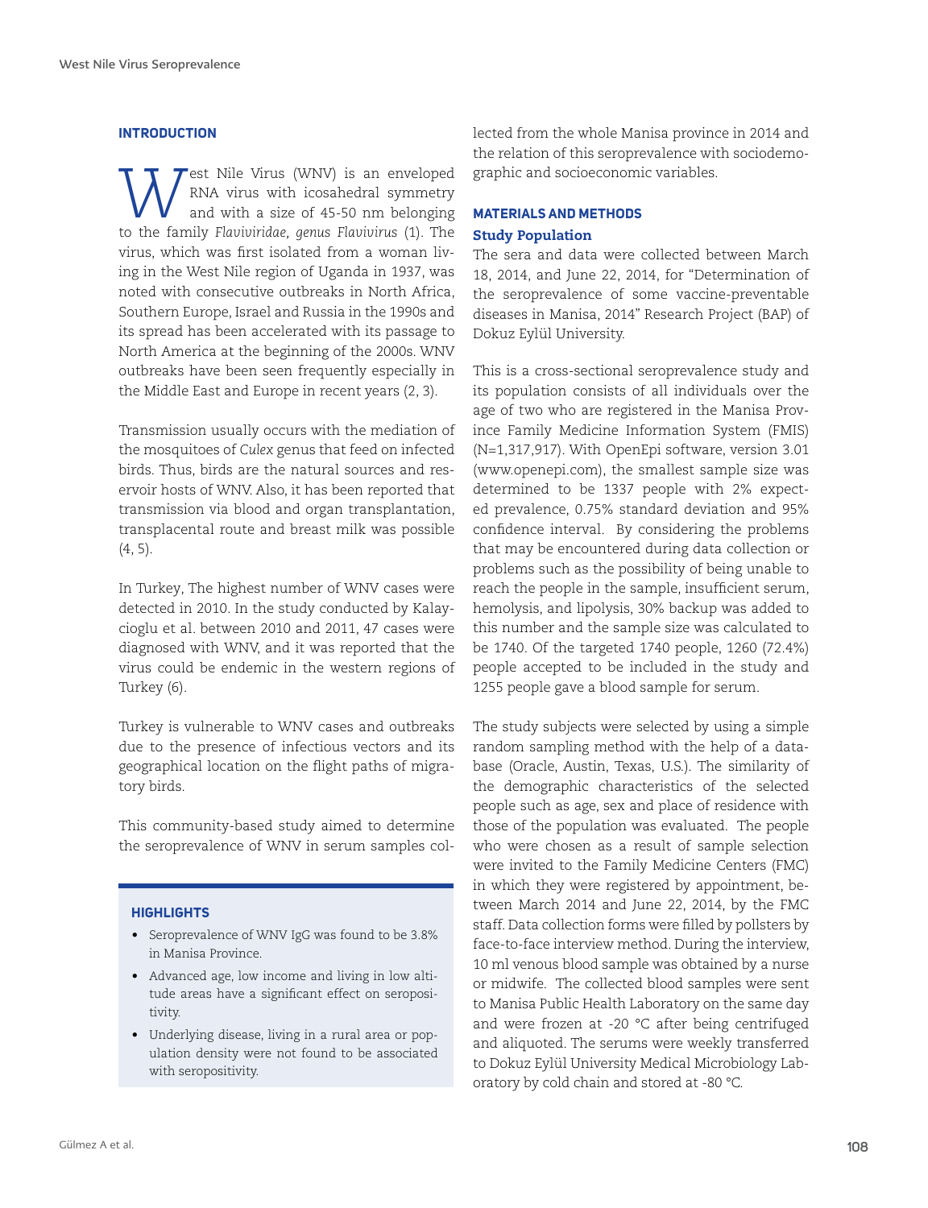## INTRODUCTION

West Nile Virus (WNV) is an enveloped RNA virus with icosahedral symmetry and with a size of 45-50 nm belonging to the family *Flaviviridae, genus Flavivirus* (1). The virus, which was first isolated from a woman living in the West Nile region of Uganda in 1937, was noted with consecutive outbreaks in North Africa, Southern Europe, Israel and Russia in the 1990s and its spread has been accelerated with its passage to North America at the beginning of the 2000s. WNV outbreaks have been seen frequently especially in the Middle East and Europe in recent years (2, 3).

Transmission usually occurs with the mediation of the mosquitoes of *Culex* genus that feed on infected birds. Thus, birds are the natural sources and reservoir hosts of WNV. Also, it has been reported that transmission via blood and organ transplantation, transplacental route and breast milk was possible (4, 5).

In Turkey, The highest number of WNV cases were detected in 2010. In the study conducted by Kalaycioglu et al. between 2010 and 2011, 47 cases were diagnosed with WNV, and it was reported that the virus could be endemic in the western regions of Turkey (6).

Turkey is vulnerable to WNV cases and outbreaks due to the presence of infectious vectors and its geographical location on the flight paths of migratory birds.

This community-based study aimed to determine the seroprevalence of WNV in serum samples collected from the whole Manisa province in 2014 and the relation of this seroprevalence with sociodemographic and socioeconomic variables.

### HIGHLIGHTS

- Seroprevalence of WNV IgG was found to be 3.8% in Manisa Province.
- Advanced age, low income and living in low altitude areas have a significant effect on seropositivity.
- Underlying disease, living in a rural area or population density were not found to be associated with seropositivity.

## MATERIALS AND METHODS

### Study Population

The sera and data were collected between March 18, 2014, and June 22, 2014, for "Determination of the seroprevalence of some vaccine-preventable diseases in Manisa, 2014" Research Project (BAP) of Dokuz Eylül University.

This is a cross-sectional seroprevalence study and its population consists of all individuals over the age of two who are registered in the Manisa Province Family Medicine Information System (FMIS) (N=1,317,917). With OpenEpi software, version 3.01 (www.openepi.com), the smallest sample size was determined to be 1337 people with 2% expected prevalence, 0.75% standard deviation and 95% confidence interval. By considering the problems that may be encountered during data collection or problems such as the possibility of being unable to reach the people in the sample, insufficient serum, hemolysis, and lipolysis, 30% backup was added to this number and the sample size was calculated to be 1740. Of the targeted 1740 people, 1260 (72.4%) people accepted to be included in the study and 1255 people gave a blood sample for serum.

The study subjects were selected by using a simple random sampling method with the help of a database (Oracle, Austin, Texas, U.S.). The similarity of the demographic characteristics of the selected people such as age, sex and place of residence with those of the population was evaluated. The people who were chosen as a result of sample selection were invited to the Family Medicine Centers (FMC) in which they were registered by appointment, between March 2014 and June 22, 2014, by the FMC staff. Data collection forms were filled by pollsters by face-to-face interview method. During the interview, 10 ml venous blood sample was obtained by a nurse or midwife. The collected blood samples were sent to Manisa Public Health Laboratory on the same day and were frozen at -20 °C after being centrifuged and aliquoted. The serums were weekly transferred to Dokuz Eylül University Medical Microbiology Laboratory by cold chain and stored at -80 °C.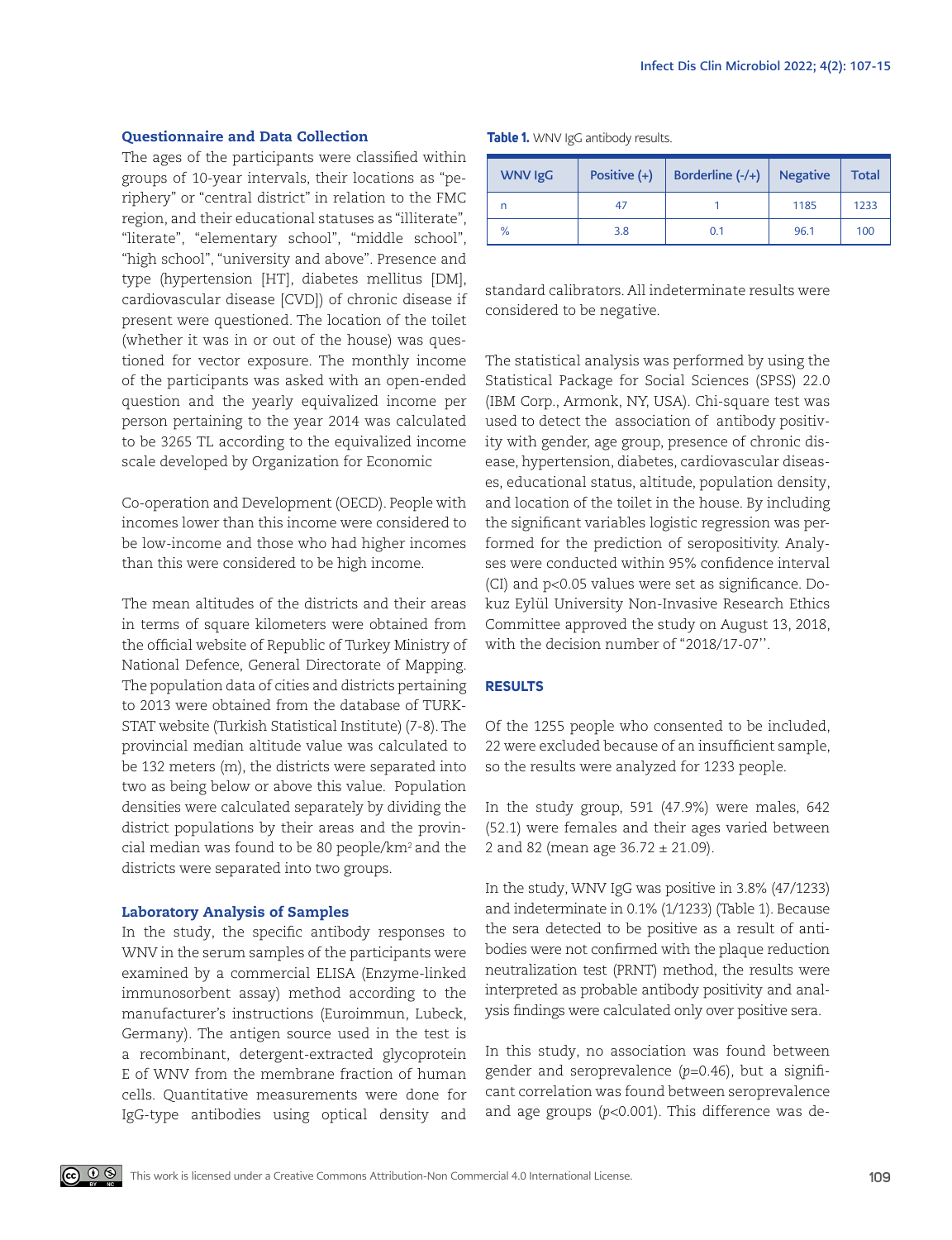### Questionnaire and Data Collection

The ages of the participants were classified within groups of 10-year intervals, their locations as "periphery" or "central district" in relation to the FMC region, and their educational statuses as "illiterate", "literate", "elementary school", "middle school", "high school", "university and above". Presence and type (hypertension [HT], diabetes mellitus [DM], cardiovascular disease [CVD]) of chronic disease if present were questioned. The location of the toilet (whether it was in or out of the house) was questioned for vector exposure. The monthly income of the participants was asked with an open-ended question and the yearly equivalized income per person pertaining to the year 2014 was calculated to be 3265 TL according to the equivalized income scale developed by Organization for Economic Co-operation and Development (OECD). People with incomes lower than this income were considered to be low-income and those who had higher incomes than this were considered to be high income.

The mean altitudes of the districts and their areas in terms of square kilometers were obtained from the official website of Republic of Turkey Ministry of National Defence, General Directorate of Mapping. The population data of cities and districts pertaining to 2013 were obtained from the database of TURKSTAT website (Turkish Statistical Institute) (7-8). The provincial median altitude value was calculated to be 132 meters (m), the districts were separated into two as being below or above this value. Population densities were calculated separately by dividing the district populations by their areas and the provincial median was found to be 80 people/km$^2$ and the districts were separated into two groups.

### Laboratory Analysis of Samples

In the study, the specific antibody responses to WNV in the serum samples of the participants were examined by a commercial ELISA (Enzyme-linked immunosorbent assay) method according to the manufacturer's instructions (Euroimmun, Lubeck, Germany). The antigen source used in the test is a recombinant, detergent-extracted glycoprotein E of WNV from the membrane fraction of human cells. Quantitative measurements were done for IgG-type antibodies using optical density and standard calibrators. All indeterminate results were considered to be negative.

**Table 1.** WNV IgG antibody results.

| WNV IgG | Positive (+) | Borderline (-/+) | Negative | Total |
|---|---|---|---|---|
| n | 47 | 1 | 1185 | 1233 |
| % | 3.8 | 0.1 | 96.1 | 100 |

The statistical analysis was performed by using the Statistical Package for Social Sciences (SPSS) 22.0 (IBM Corp., Armonk, NY, USA). Chi-square test was used to detect the association of antibody positivity with gender, age group, presence of chronic disease, hypertension, diabetes, cardiovascular diseases, educational status, altitude, population density, and location of the toilet in the house. By including the significant variables logistic regression was performed for the prediction of seropositivity. Analyses were conducted within 95% confidence interval (CI) and $p<0.05$ values were set as significance. Dokuz Eylül University Non-Invasive Research Ethics Committee approved the study on August 13, 2018, with the decision number of "2018/17-07''.

## RESULTS

Of the 1255 people who consented to be included, 22 were excluded because of an insufficient sample, so the results were analyzed for 1233 people.

In the study group, 591 (47.9%) were males, 642 (52.1) were females and their ages varied between 2 and 82 (mean age 36.72 ± 21.09).

In the study, WNV IgG was positive in 3.8% (47/1233) and indeterminate in 0.1% (1/1233) (Table 1). Because the sera detected to be positive as a result of antibodies were not confirmed with the plaque reduction neutralization test (PRNT) method, the results were interpreted as probable antibody positivity and analysis findings were calculated only over positive sera.

In this study, no association was found between gender and seroprevalence ($p$=0.46), but a significant correlation was found between seroprevalence and age groups ($p$<0.001). This difference was de-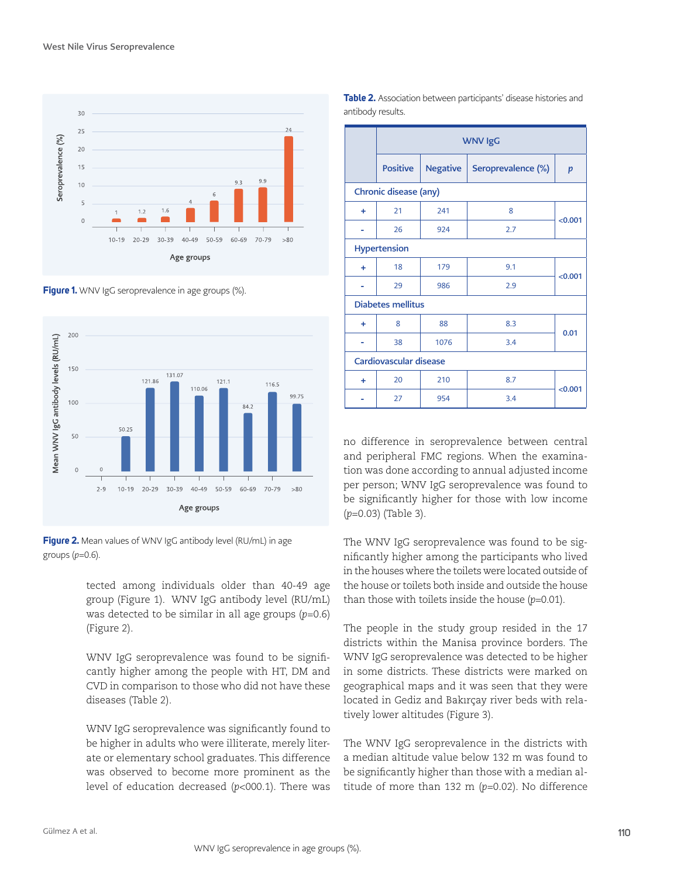Figure 1. WNV IgG seroprevalence in age groups (%).

Figure 2. Mean values of WNV IgG antibody level (RU/mL) in age groups ($p$=0.6).

tected among individuals older than 40-49 age group (Figure 1). WNV IgG antibody level (RU/mL) was detected to be similar in all age groups ($p$=0.6) (Figure 2).

WNV IgG seroprevalence was found to be significantly higher among the people with HT, DM and CVD in comparison to those who did not have these diseases (Table 2).

WNV IgG seroprevalence was significantly found to be higher in adults who were illiterate, merely literate or elementary school graduates. This difference was observed to become more prominent as the level of education decreased ($p$<000.1). There was

**Table 2.** Association between participants' disease histories and antibody results.

| | WNV IgG | | | |
|---|---|---|---|---|
| | Positive | Negative | Seroprevalence (%) | $p$ |
| **Chronic disease (any)** | | | | |
| + | 21 | 241 | 8 | <0.001 |
| - | 26 | 924 | 2.7 | |
| **Hypertension** | | | | |
| + | 18 | 179 | 9.1 | <0.001 |
| - | 29 | 986 | 2.9 | |
| **Diabetes mellitus** | | | | |
| + | 8 | 88 | 8.3 | 0.01 |
| - | 38 | 1076 | 3.4 | |
| **Cardiovascular disease** | | | | |
| + | 20 | 210 | 8.7 | <0.001 |
| - | 27 | 954 | 3.4 | |

no difference in seroprevalence between central and peripheral FMC regions. When the examination was done according to annual adjusted income per person; WNV IgG seroprevalence was found to be significantly higher for those with low income ($p$=0.03) (Table 3).

The WNV IgG seroprevalence was found to be significantly higher among the participants who lived in the houses where the toilets were located outside of the house or toilets both inside and outside the house than those with toilets inside the house ($p$=0.01).

The people in the study group resided in the 17 districts within the Manisa province borders. The WNV IgG seroprevalence was detected to be higher in some districts. These districts were marked on geographical maps and it was seen that they were located in Gediz and Bakırçay river beds with relatively lower altitudes (Figure 3).

The WNV IgG seroprevalence in the districts with a median altitude value below 132 m was found to be significantly higher than those with a median altitude of more than 132 m ($p$=0.02). No difference

WNV IgG seroprevalence in age groups (%).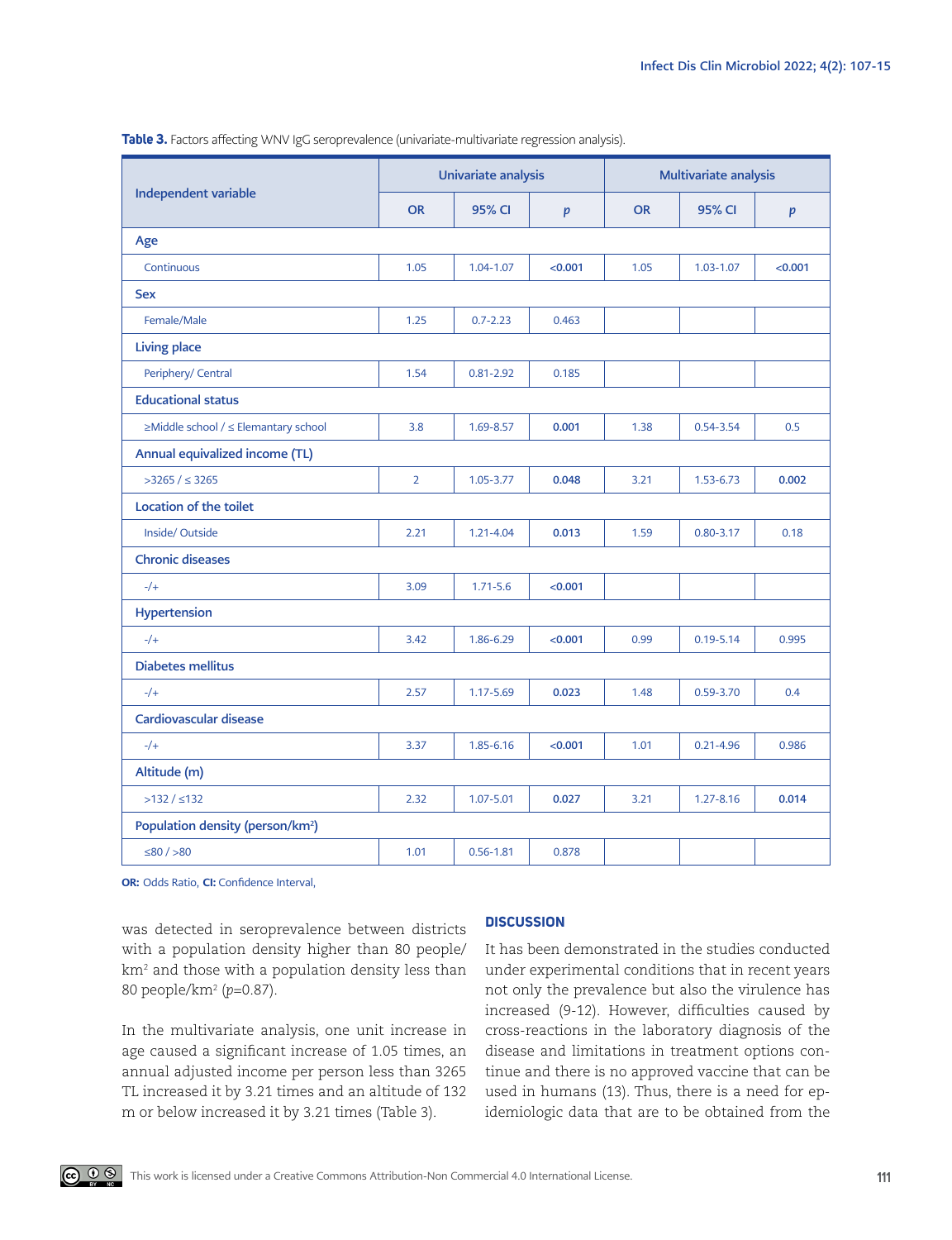**Table 3.** Factors affecting WNV IgG seroprevalence (univariate-multivariate regression analysis).

| Independent variable | Univariate analysis | | | Multivariate analysis | | |
|---|---|---|---|---|---|---|
| | OR | 95% CI | *p* | OR | 95% CI | *p* |
| **Age** | | | | | | |
| Continuous | 1.05 | 1.04-1.07 | **<0.001** | 1.05 | 1.03-1.07 | **<0.001** |
| **Sex** | | | | | | |
| Female/Male | 1.25 | 0.7-2.23 | 0.463 | | | |
| **Living place** | | | | | | |
| Periphery/ Central | 1.54 | 0.81-2.92 | 0.185 | | | |
| **Educational status** | | | | | | |
| ≥Middle school / ≤ Elemantary school | 3.8 | 1.69-8.57 | **0.001** | 1.38 | 0.54-3.54 | 0.5 |
| **Annual equivalized income (TL)** | | | | | | |
| >3265 / ≤ 3265 | 2 | 1.05-3.77 | **0.048** | 3.21 | 1.53-6.73 | **0.002** |
| **Location of the toilet** | | | | | | |
| Inside/ Outside | 2.21 | 1.21-4.04 | **0.013** | 1.59 | 0.80-3.17 | 0.18 |
| **Chronic diseases** | | | | | | |
| -/+ | 3.09 | 1.71-5.6 | **<0.001** | | | |
| **Hypertension** | | | | | | |
| -/+ | 3.42 | 1.86-6.29 | **<0.001** | 0.99 | 0.19-5.14 | 0.995 |
| **Diabetes mellitus** | | | | | | |
| -/+ | 2.57 | 1.17-5.69 | **0.023** | 1.48 | 0.59-3.70 | 0.4 |
| **Cardiovascular disease** | | | | | | |
| -/+ | 3.37 | 1.85-6.16 | **<0.001** | 1.01 | 0.21-4.96 | 0.986 |
| **Altitude (m)** | | | | | | |
| >132 / ≤132 | 2.32 | 1.07-5.01 | **0.027** | 3.21 | 1.27-8.16 | **0.014** |
| **Population density (person/km²)** | | | | | | |
| ≤80 / >80 | 1.01 | 0.56-1.81 | 0.878 | | | |

**OR:** Odds Ratio, **CI:** Confidence Interval,

was detected in seroprevalence between districts with a population density higher than 80 people/km² and those with a population density less than 80 people/km² (*p*=0.87).

In the multivariate analysis, one unit increase in age caused a significant increase of 1.05 times, an annual adjusted income per person less than 3265 TL increased it by 3.21 times and an altitude of 132 m or below increased it by 3.21 times (Table 3).

## DISCUSSION

It has been demonstrated in the studies conducted under experimental conditions that in recent years not only the prevalence but also the virulence has increased (9-12). However, difficulties caused by cross-reactions in the laboratory diagnosis of the disease and limitations in treatment options continue and there is no approved vaccine that can be used in humans (13). Thus, there is a need for epidemiologic data that are to be obtained from the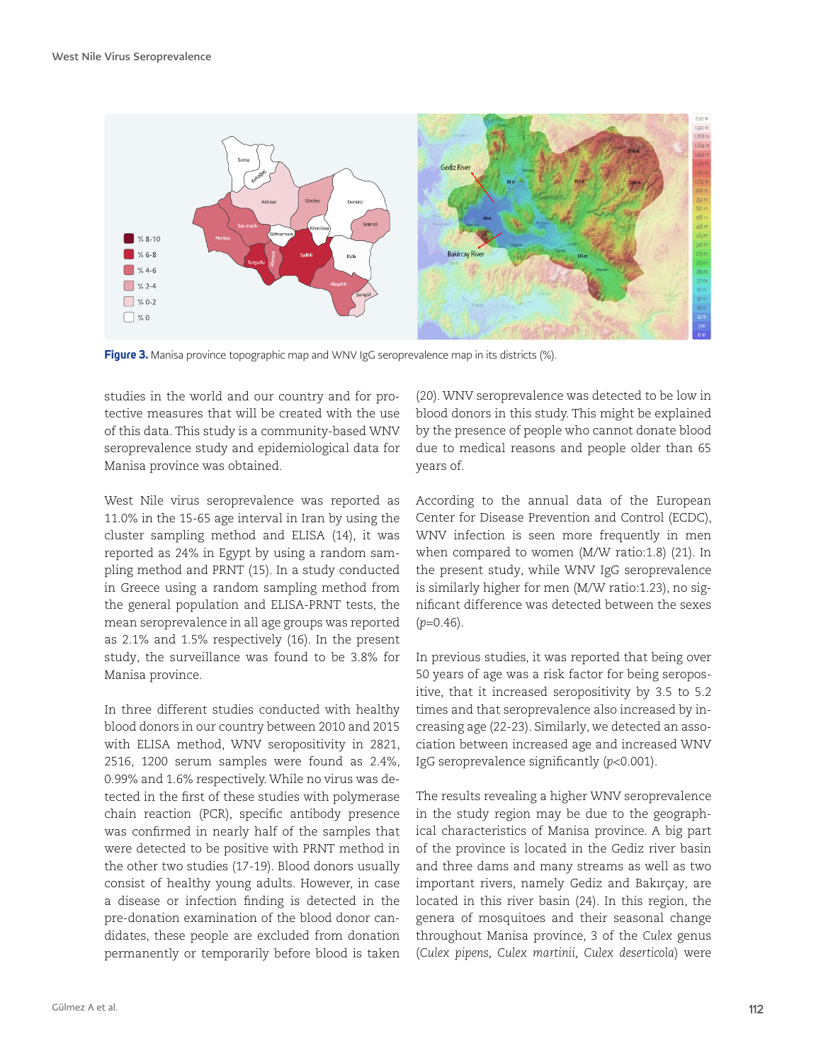**Figure 3.** Manisa province topographic map and WNV IgG seroprevalence map in its districts (%).

studies in the world and our country and for protective measures that will be created with the use of this data. This study is a community-based WNV seroprevalence study and epidemiological data for Manisa province was obtained.

West Nile virus seroprevalence was reported as 11.0% in the 15-65 age interval in Iran by using the cluster sampling method and ELISA (14), it was reported as 24% in Egypt by using a random sampling method and PRNT (15). In a study conducted in Greece using a random sampling method from the general population and ELISA-PRNT tests, the mean seroprevalence in all age groups was reported as 2.1% and 1.5% respectively (16). In the present study, the surveillance was found to be 3.8% for Manisa province.

In three different studies conducted with healthy blood donors in our country between 2010 and 2015 with ELISA method, WNV seropositivity in 2821, 2516, 1200 serum samples were found as 2.4%, 0.99% and 1.6% respectively. While no virus was detected in the first of these studies with polymerase chain reaction (PCR), specific antibody presence was confirmed in nearly half of the samples that were detected to be positive with PRNT method in the other two studies (17-19). Blood donors usually consist of healthy young adults. However, in case a disease or infection finding is detected in the pre-donation examination of the blood donor candidates, these people are excluded from donation permanently or temporarily before blood is taken (20). WNV seroprevalence was detected to be low in blood donors in this study. This might be explained by the presence of people who cannot donate blood due to medical reasons and people older than 65 years of.

According to the annual data of the European Center for Disease Prevention and Control (ECDC), WNV infection is seen more frequently in men when compared to women (M/W ratio:1.8) (21). In the present study, while WNV IgG seroprevalence is similarly higher for men (M/W ratio:1.23), no significant difference was detected between the sexes ($p$=0.46).

In previous studies, it was reported that being over 50 years of age was a risk factor for being seropositive, that it increased seropositivity by 3.5 to 5.2 times and that seroprevalence also increased by increasing age (22-23). Similarly, we detected an association between increased age and increased WNV IgG seroprevalence significantly ($p$<0.001).

The results revealing a higher WNV seroprevalence in the study region may be due to the geographical characteristics of Manisa province. A big part of the province is located in the Gediz river basin and three dams and many streams as well as two important rivers, namely Gediz and Bakırçay, are located in this river basin (24). In this region, the genera of mosquitoes and their seasonal change throughout Manisa province, 3 of the *Culex* genus (*Culex pipens, Culex martinii, Culex deserticola*) were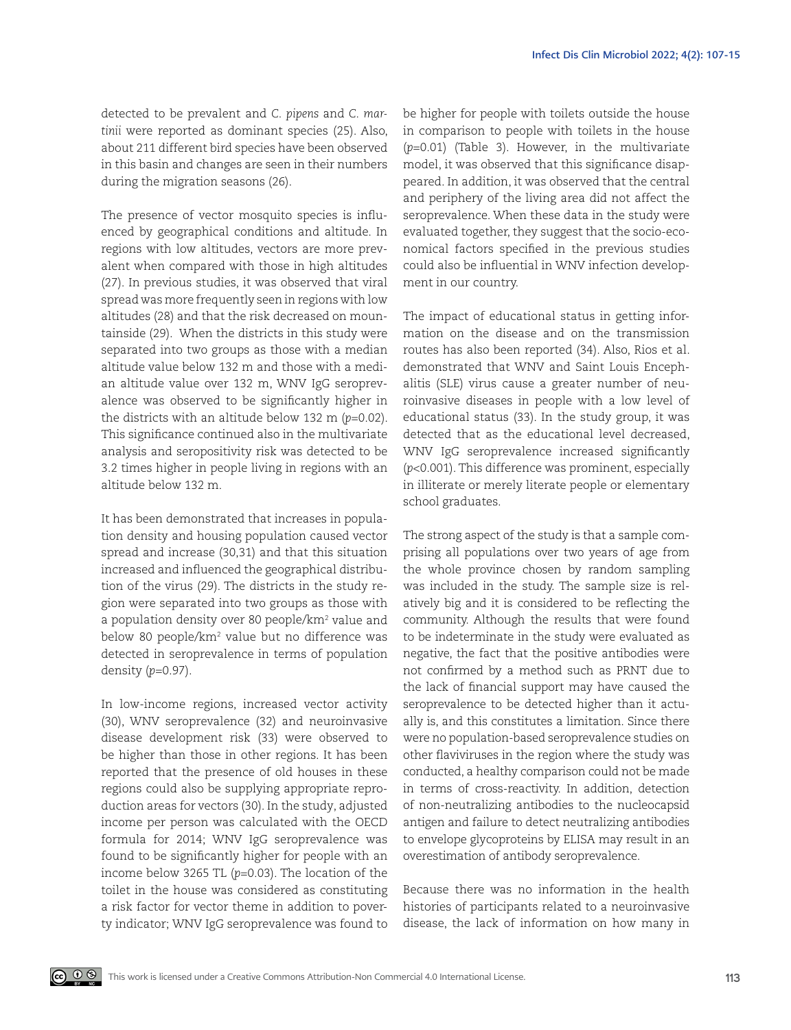detected to be prevalent and *C. pipens* and *C. martinii* were reported as dominant species (25). Also, about 211 different bird species have been observed in this basin and changes are seen in their numbers during the migration seasons (26).

The presence of vector mosquito species is influenced by geographical conditions and altitude. In regions with low altitudes, vectors are more prevalent when compared with those in high altitudes (27). In previous studies, it was observed that viral spread was more frequently seen in regions with low altitudes (28) and that the risk decreased on mountainside (29). When the districts in this study were separated into two groups as those with a median altitude value below 132 m and those with a median altitude value over 132 m, WNV IgG seroprevalence was observed to be significantly higher in the districts with an altitude below 132 m ($p$=0.02). This significance continued also in the multivariate analysis and seropositivity risk was detected to be 3.2 times higher in people living in regions with an altitude below 132 m.

It has been demonstrated that increases in population density and housing population caused vector spread and increase (30,31) and that this situation increased and influenced the geographical distribution of the virus (29). The districts in the study region were separated into two groups as those with a population density over 80 people/km$^2$ value and below 80 people/km$^2$ value but no difference was detected in seroprevalence in terms of population density ($p$=0.97).

In low-income regions, increased vector activity (30), WNV seroprevalence (32) and neuroinvasive disease development risk (33) were observed to be higher than those in other regions. It has been reported that the presence of old houses in these regions could also be supplying appropriate reproduction areas for vectors (30). In the study, adjusted income per person was calculated with the OECD formula for 2014; WNV IgG seroprevalence was found to be significantly higher for people with an income below 3265 TL ($p$=0.03). The location of the toilet in the house was considered as constituting a risk factor for vector theme in addition to poverty indicator; WNV IgG seroprevalence was found to be higher for people with toilets outside the house in comparison to people with toilets in the house ($p$=0.01) (Table 3). However, in the multivariate model, it was observed that this significance disappeared. In addition, it was observed that the central and periphery of the living area did not affect the seroprevalence. When these data in the study were evaluated together, they suggest that the socio-economical factors specified in the previous studies could also be influential in WNV infection development in our country.

The impact of educational status in getting information on the disease and on the transmission routes has also been reported (34). Also, Rios et al. demonstrated that WNV and Saint Louis Encephalitis (SLE) virus cause a greater number of neuroinvasive diseases in people with a low level of educational status (33). In the study group, it was detected that as the educational level decreased, WNV IgG seroprevalence increased significantly ($p$<0.001). This difference was prominent, especially in illiterate or merely literate people or elementary school graduates.

The strong aspect of the study is that a sample comprising all populations over two years of age from the whole province chosen by random sampling was included in the study. The sample size is relatively big and it is considered to be reflecting the community. Although the results that were found to be indeterminate in the study were evaluated as negative, the fact that the positive antibodies were not confirmed by a method such as PRNT due to the lack of financial support may have caused the seroprevalence to be detected higher than it actually is, and this constitutes a limitation. Since there were no population-based seroprevalence studies on other flaviviruses in the region where the study was conducted, a healthy comparison could not be made in terms of cross-reactivity. In addition, detection of non-neutralizing antibodies to the nucleocapsid antigen and failure to detect neutralizing antibodies to envelope glycoproteins by ELISA may result in an overestimation of antibody seroprevalence.

Because there was no information in the health histories of participants related to a neuroinvasive disease, the lack of information on how many in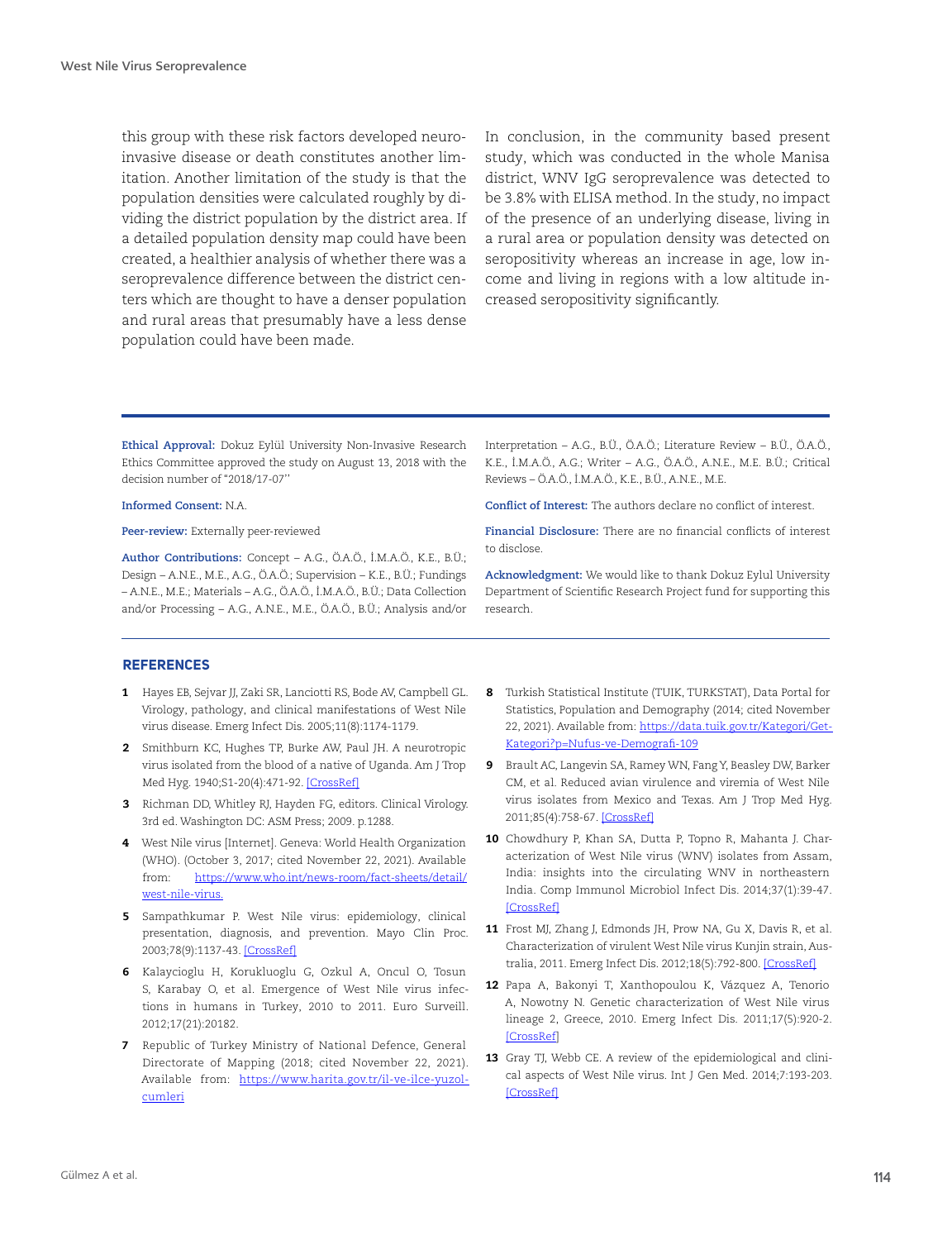this group with these risk factors developed neuroinvasive disease or death constitutes another limitation. Another limitation of the study is that the population densities were calculated roughly by dividing the district population by the district area. If a detailed population density map could have been created, a healthier analysis of whether there was a seroprevalence difference between the district centers which are thought to have a denser population and rural areas that presumably have a less dense population could have been made.

In conclusion, in the community based present study, which was conducted in the whole Manisa district, WNV IgG seroprevalence was detected to be 3.8% with ELISA method. In the study, no impact of the presence of an underlying disease, living in a rural area or population density was detected on seropositivity whereas an increase in age, low income and living in regions with a low altitude increased seropositivity significantly.

---

**Ethical Approval:** Dokuz Eylül University Non-Invasive Research Ethics Committee approved the study on August 13, 2018 with the decision number of "2018/17-07"

**Informed Consent:** N.A.

**Peer-review:** Externally peer-reviewed

**Author Contributions:** Concept – A.G., Ö.A.Ö., İ.M.A.Ö., K.E., B.Ü.; Design – A.N.E., M.E., A.G., Ö.A.Ö.; Supervision – K.E., B.Ü.; Fundings – A.N.E., M.E.; Materials – A.G., Ö.A.Ö., İ.M.A.Ö., B.Ü.; Data Collection and/or Processing – A.G., A.N.E., M.E., Ö.A.Ö., B.Ü.; Analysis and/or Interpretation – A.G., B.Ü., Ö.A.Ö.; Literature Review – B.Ü., Ö.A.Ö., K.E., İ.M.A.Ö., A.G.; Writer – A.G., Ö.A.Ö., A.N.E., M.E. B.Ü.; Critical Reviews – Ö.A.Ö., İ.M.A.Ö., K.E., B.Ü., A.N.E., M.E.

**Conflict of Interest:** The authors declare no conflict of interest.

**Financial Disclosure:** There are no financial conflicts of interest to disclose.

**Acknowledgment:** We would like to thank Dokuz Eylul University Department of Scientific Research Project fund for supporting this research.

## REFERENCES

1. Hayes EB, Sejvar JJ, Zaki SR, Lanciotti RS, Bode AV, Campbell GL. Virology, pathology, and clinical manifestations of West Nile virus disease. Emerg Infect Dis. 2005;11(8):1174-1179.
2. Smithburn KC, Hughes TP, Burke AW, Paul JH. A neurotropic virus isolated from the blood of a native of Uganda. Am J Trop Med Hyg. 1940;S1-20(4):471-92. [CrossRef]
3. Richman DD, Whitley RJ, Hayden FG, editors. Clinical Virology. 3rd ed. Washington DC: ASM Press; 2009. p.1288.
4. West Nile virus [Internet]. Geneva: World Health Organization (WHO). (October 3, 2017; cited November 22, 2021). Available from: https://www.who.int/news-room/fact-sheets/detail/west-nile-virus.
5. Sampathkumar P. West Nile virus: epidemiology, clinical presentation, diagnosis, and prevention. Mayo Clin Proc. 2003;78(9):1137-43. [CrossRef]
6. Kalaycioglu H, Korukluoglu G, Ozkul A, Oncul O, Tosun S, Karabay O, et al. Emergence of West Nile virus infections in humans in Turkey, 2010 to 2011. Euro Surveill. 2012;17(21):20182.
7. Republic of Turkey Ministry of National Defence, General Directorate of Mapping (2018; cited November 22, 2021). Available from: https://www.harita.gov.tr/il-ve-ilce-yuzolcumleri
8. Turkish Statistical Institute (TUIK, TURKSTAT), Data Portal for Statistics, Population and Demography (2014; cited November 22, 2021). Available from: https://data.tuik.gov.tr/Kategori/GetKategori?p=Nufus-ve-Demografi-109
9. Brault AC, Langevin SA, Ramey WN, Fang Y, Beasley DW, Barker CM, et al. Reduced avian virulence and viremia of West Nile virus isolates from Mexico and Texas. Am J Trop Med Hyg. 2011;85(4):758-67. [CrossRef]
10. Chowdhury P, Khan SA, Dutta P, Topno R, Mahanta J. Characterization of West Nile virus (WNV) isolates from Assam, India: insights into the circulating WNV in northeastern India. Comp Immunol Microbiol Infect Dis. 2014;37(1):39-47. [CrossRef]
11. Frost MJ, Zhang J, Edmonds JH, Prow NA, Gu X, Davis R, et al. Characterization of virulent West Nile virus Kunjin strain, Australia, 2011. Emerg Infect Dis. 2012;18(5):792-800. [CrossRef]
12. Papa A, Bakonyi T, Xanthopoulou K, Vázquez A, Tenorio A, Nowotny N. Genetic characterization of West Nile virus lineage 2, Greece, 2010. Emerg Infect Dis. 2011;17(5):920-2. [CrossRef]
13. Gray TJ, Webb CE. A review of the epidemiological and clinical aspects of West Nile virus. Int J Gen Med. 2014;7:193-203. [CrossRef]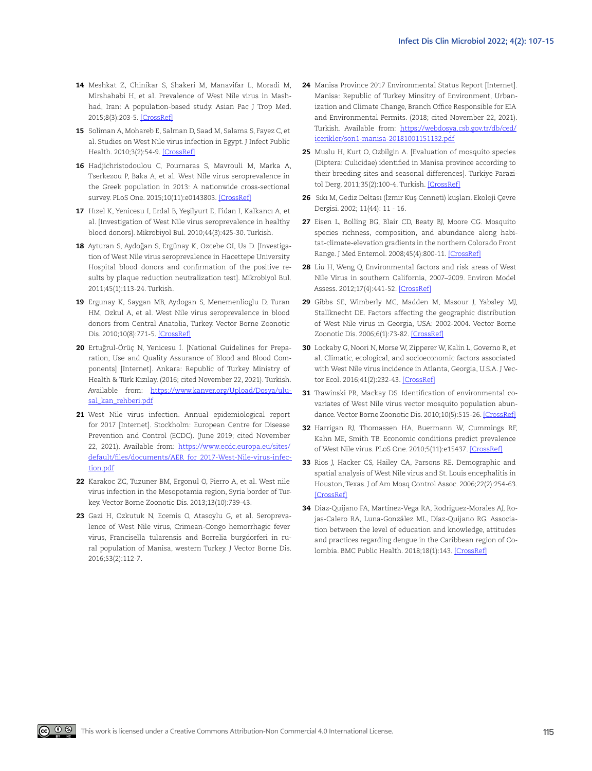14 Meshkat Z, Chinikar S, Shakeri M, Manavifar L, Moradi M, Mirshahabi H, et al. Prevalence of West Nile virus in Mashhad, Iran: A population-based study. Asian Pac J Trop Med. 2015;8(3):203-5. [CrossRef]

15 Soliman A, Mohareb E, Salman D, Saad M, Salama S, Fayez C, et al. Studies on West Nile virus infection in Egypt. J Infect Public Health. 2010;3(2):54-9. [CrossRef]

16 Hadjichristodoulou C, Pournaras S, Mavrouli M, Marka A, Tserkezou P, Baka A, et al. West Nile virus seroprevalence in the Greek population in 2013: A nationwide cross-sectional survey. PLoS One. 2015;10(11):e0143803. [CrossRef]

17 Hızel K, Yenicesu I, Erdal B, Yeşilyurt E, Fidan I, Kalkancı A, et al. [Investigation of West Nile virus seroprevalence in healthy blood donors]. Mikrobiyol Bul. 2010;44(3):425-30. Turkish.

18 Ayturan S, Aydoğan S, Ergünay K, Ozcebe OI, Us D. [Investigation of West Nile virus seroprevalence in Hacettepe University Hospital blood donors and confirmation of the positive results by plaque reduction neutralization test]. Mikrobiyol Bul. 2011;45(1):113-24. Turkish.

19 Ergunay K, Saygan MB, Aydogan S, Menemenlioglu D, Turan HM, Ozkul A, et al. West Nile virus seroprevalence in blood donors from Central Anatolia, Turkey. Vector Borne Zoonotic Dis. 2010;10(8):771-5. [CrossRef]

20 Ertuğrul-Örüç N, Yenicesu İ. [National Guidelines for Preparation, Use and Quality Assurance of Blood and Blood Components] [Internet]. Ankara: Republic of Turkey Ministry of Health & Türk Kızılay. (2016; cited November 22, 2021). Turkish. Available from: https://www.kanver.org/Upload/Dosya/ulusal_kan_rehberi.pdf

21 West Nile virus infection. Annual epidemiological report for 2017 [Internet]. Stockholm: European Centre for Disease Prevention and Control (ECDC). (June 2019; cited November 22, 2021). Available from: https://www.ecdc.europa.eu/sites/default/files/documents/AER_for_2017-West-Nile-virus-infection.pdf

22 Karakoc ZC, Tuzuner BM, Ergonul O, Pierro A, et al. West nile virus infection in the Mesopotamia region, Syria border of Turkey. Vector Borne Zoonotic Dis. 2013;13(10):739-43.

23 Gazi H, Ozkutuk N, Ecemis O, Atasoylu G, et al. Seroprevalence of West Nile virus, Crimean-Congo hemorrhagic fever virus, Francisella tularensis and Borrelia burgdorferi in rural population of Manisa, western Turkey. J Vector Borne Dis. 2016;53(2):112-7.

24 Manisa Province 2017 Environmental Status Report [Internet]. Manisa: Republic of Turkey Minsitry of Environment, Urbanization and Climate Change, Branch Office Responsible for EIA and Environmental Permits. (2018; cited November 22, 2021). Turkish. Available from: https://webdosya.csb.gov.tr/db/ced/icerikler/son1-manisa-20181001151132.pdf

25 Muslu H, Kurt O, Ozbilgin A. [Evaluation of mosquito species (Diptera: Culicidae) identified in Manisa province according to their breeding sites and seasonal differences]. Turkiye Parazitol Derg. 2011;35(2):100-4. Turkish. [CrossRef]

26 Sıkı M, Gediz Deltası (İzmir Kuş Cenneti) kuşları. Ekoloji Çevre Dergisi. 2002; 11(44): 11 - 16.

27 Eisen L, Bolling BG, Blair CD, Beaty BJ, Moore CG. Mosquito species richness, composition, and abundance along habitat-climate-elevation gradients in the northern Colorado Front Range. J Med Entemol. 2008;45(4):800-11. [CrossRef]

28 Liu H, Weng Q. Environmental factors and risk areas of West Nile Virus in southern California, 2007–2009. Environ Model Assess. 2012;17(4):441-52. [CrossRef]

29 Gibbs SE, Wimberly MC, Madden M, Masour J, Yabsley MJ, Stallknecht DE. Factors affecting the geographic distribution of West Nile virus in Georgia, USA: 2002-2004. Vector Borne Zoonotic Dis. 2006;6(1):73-82. [CrossRef]

30 Lockaby G, Noori N, Morse W, Zipperer W, Kalin L, Governo R, et al. Climatic, ecological, and socioeconomic factors associated with West Nile virus incidence in Atlanta, Georgia, U.S.A. J Vector Ecol. 2016;41(2):232-43. [CrossRef]

31 Trawinski PR, Mackay DS. Identification of environmental covariates of West Nile virus vector mosquito population abundance. Vector Borne Zoonotic Dis. 2010;10(5):515-26. [CrossRef]

32 Harrigan RJ, Thomassen HA, Buermann W, Cummings RF, Kahn ME, Smith TB. Economic conditions predict prevalence of West Nile virus. PLoS One. 2010;5(11):e15437. [CrossRef]

33 Rios J, Hacker CS, Hailey CA, Parsons RE. Demographic and spatial analysis of West Nile virus and St. Louis encephalitis in Houston, Texas. J of Am Mosq Control Assoc. 2006;22(2):254-63. [CrossRef]

34 Diaz-Quijano FA, Martínez-Vega RA, Rodriguez-Morales AJ, Rojas-Calero RA, Luna-González ML, Díaz-Quijano RG. Association between the level of education and knowledge, attitudes and practices regarding dengue in the Caribbean region of Colombia. BMC Public Health. 2018;18(1):143. [CrossRef]

This work is licensed under a Creative Commons Attribution-Non Commercial 4.0 International License.